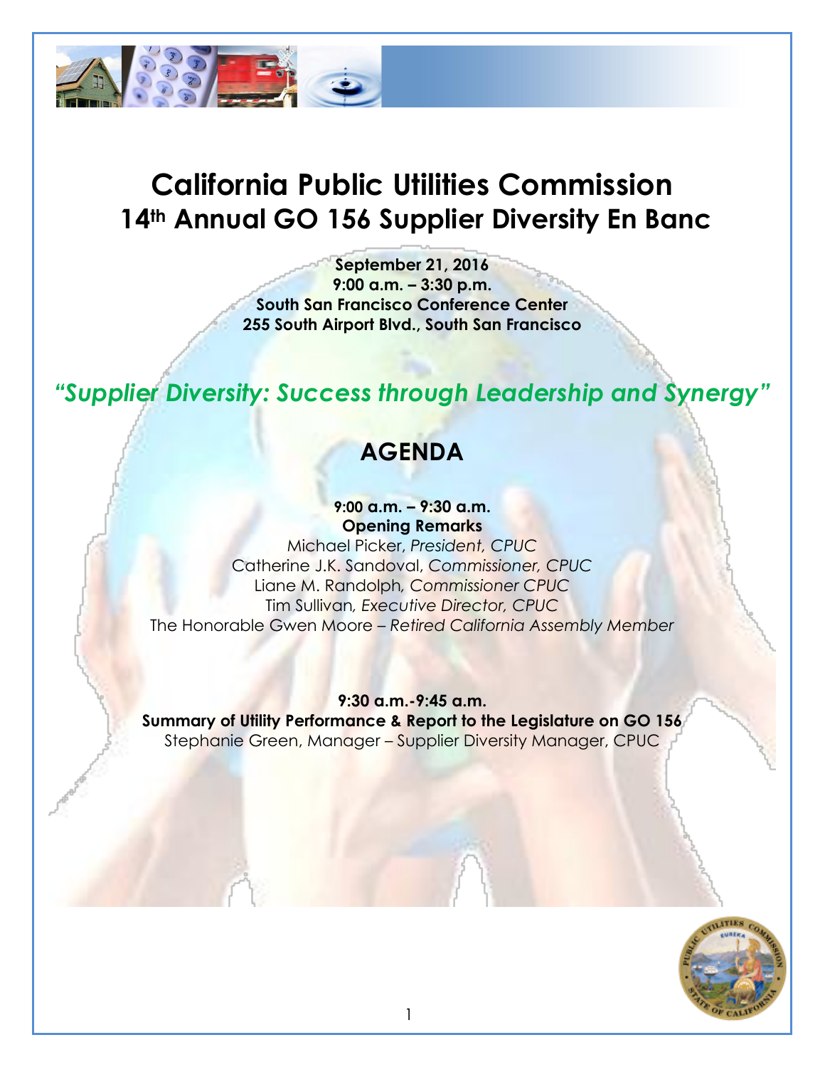# California Public Utilities Commission
# 14th Annual GO 156 Supplier Diversity En Banc

**September 21, 2016**
**9:00 a.m. – 3:30 p.m.**
**South San Francisco Conference Center**
**255 South Airport Blvd., South San Francisco**

## *"Supplier Diversity: Success through Leadership and Synergy"*

## AGENDA

**9:00 a.m. – 9:30 a.m.**
**Opening Remarks**
Michael Picker, *President, CPUC*
Catherine J.K. Sandoval, *Commissioner, CPUC*
Liane M. Randolph, *Commissioner CPUC*
Tim Sullivan, *Executive Director, CPUC*
The Honorable Gwen Moore – *Retired California Assembly Member*

**9:30 a.m.-9:45 a.m.**
**Summary of Utility Performance & Report to the Legislature on GO 156**
Stephanie Green, Manager – Supplier Diversity Manager, CPUC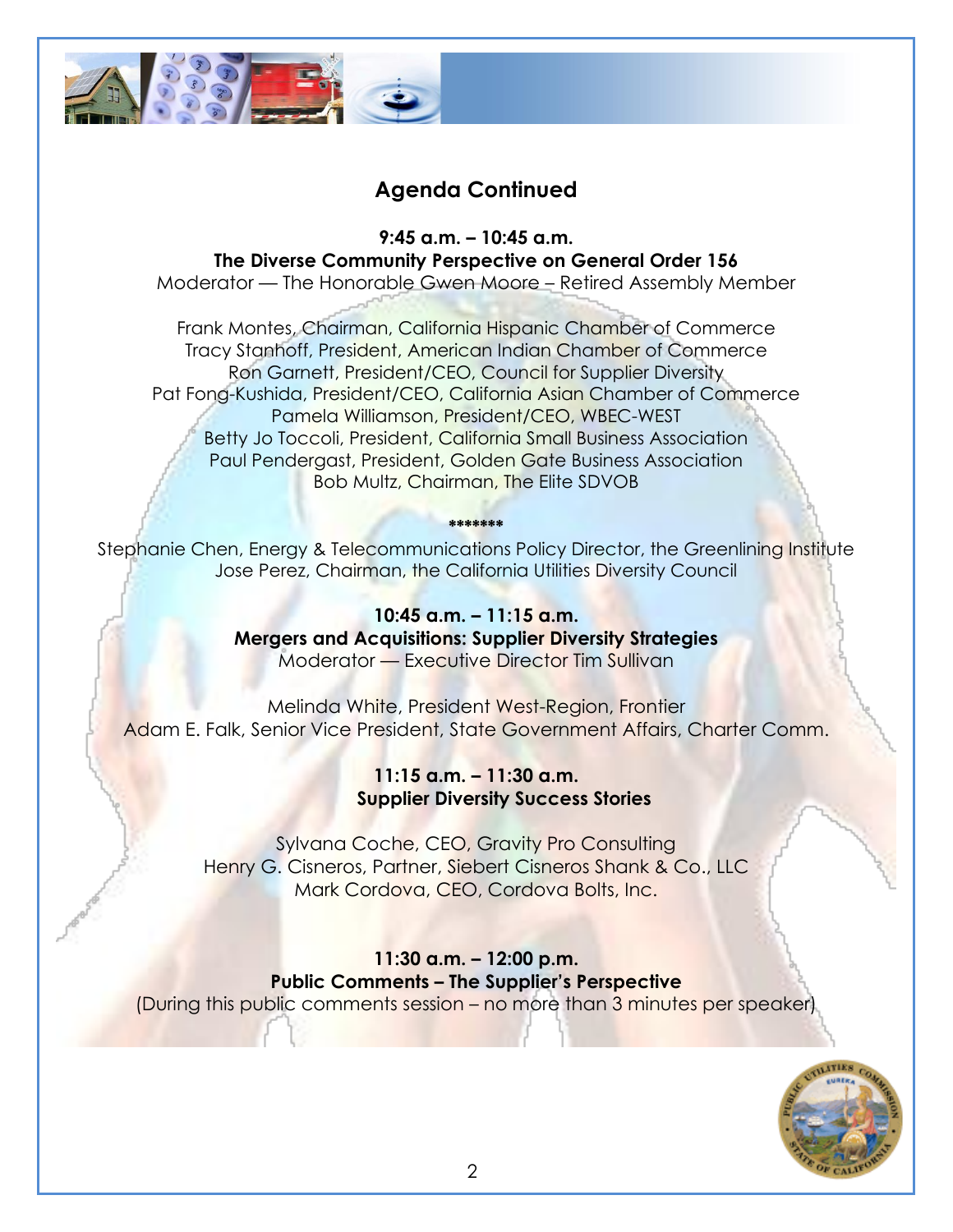## Agenda Continued

**9:45 a.m. – 10:45 a.m.**
**The Diverse Community Perspective on General Order 156**
Moderator — The Honorable Gwen Moore – Retired Assembly Member

Frank Montes, Chairman, California Hispanic Chamber of Commerce
Tracy Stanhoff, President, American Indian Chamber of Commerce
Ron Garnett, President/CEO, Council for Supplier Diversity
Pat Fong-Kushida, President/CEO, California Asian Chamber of Commerce
Pamela Williamson, President/CEO, WBEC-WEST
Betty Jo Toccoli, President, California Small Business Association
Paul Pendergast, President, Golden Gate Business Association
Bob Multz, Chairman, The Elite SDVOB

*******

Stephanie Chen, Energy & Telecommunications Policy Director, the Greenlining Institute
Jose Perez, Chairman, the California Utilities Diversity Council

**10:45 a.m. – 11:15 a.m.**
**Mergers and Acquisitions: Supplier Diversity Strategies**
Moderator — Executive Director Tim Sullivan

Melinda White, President West-Region, Frontier
Adam E. Falk, Senior Vice President, State Government Affairs, Charter Comm.

**11:15 a.m. – 11:30 a.m.**
**Supplier Diversity Success Stories**

Sylvana Coche, CEO, Gravity Pro Consulting
Henry G. Cisneros, Partner, Siebert Cisneros Shank & Co., LLC
Mark Cordova, CEO, Cordova Bolts, Inc.

**11:30 a.m. – 12:00 p.m.**
**Public Comments – The Supplier's Perspective**
(During this public comments session – no more than 3 minutes per speaker)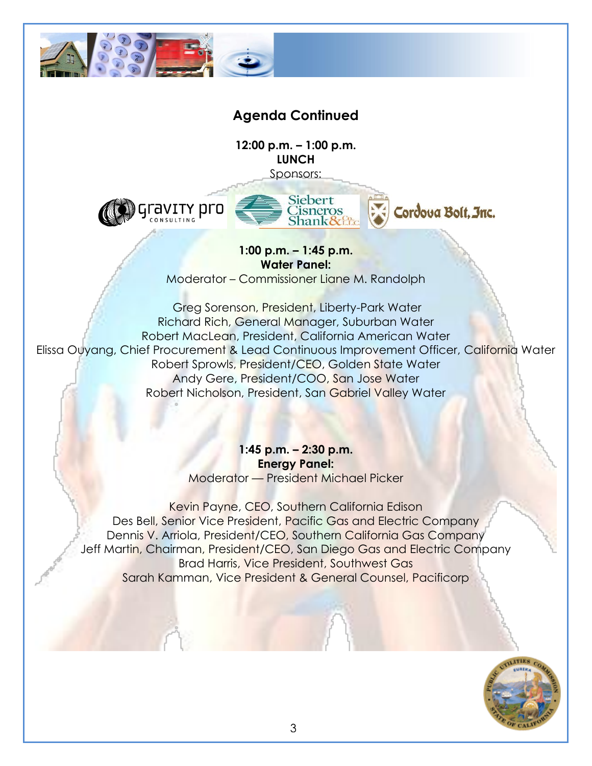## Agenda Continued

**12:00 p.m. – 1:00 p.m.**
**LUNCH**
Sponsors:

gravity pro CONSULTING | Siebert Cisneros Shank & Co., L.L.C. | Cordova Bolt, Inc.

**1:00 p.m. – 1:45 p.m.**
**Water Panel:**
Moderator – Commissioner Liane M. Randolph

Greg Sorenson, President, Liberty-Park Water
Richard Rich, General Manager, Suburban Water
Robert MacLean, President, California American Water
Elissa Ouyang, Chief Procurement & Lead Continuous Improvement Officer, California Water
Robert Sprowls, President/CEO, Golden State Water
Andy Gere, President/COO, San Jose Water
Robert Nicholson, President, San Gabriel Valley Water

**1:45 p.m. – 2:30 p.m.**
**Energy Panel:**
Moderator — President Michael Picker

Kevin Payne, CEO, Southern California Edison
Des Bell, Senior Vice President, Pacific Gas and Electric Company
Dennis V. Arriola, President/CEO, Southern California Gas Company
Jeff Martin, Chairman, President/CEO, San Diego Gas and Electric Company
Brad Harris, Vice President, Southwest Gas
Sarah Kamman, Vice President & General Counsel, Pacificorp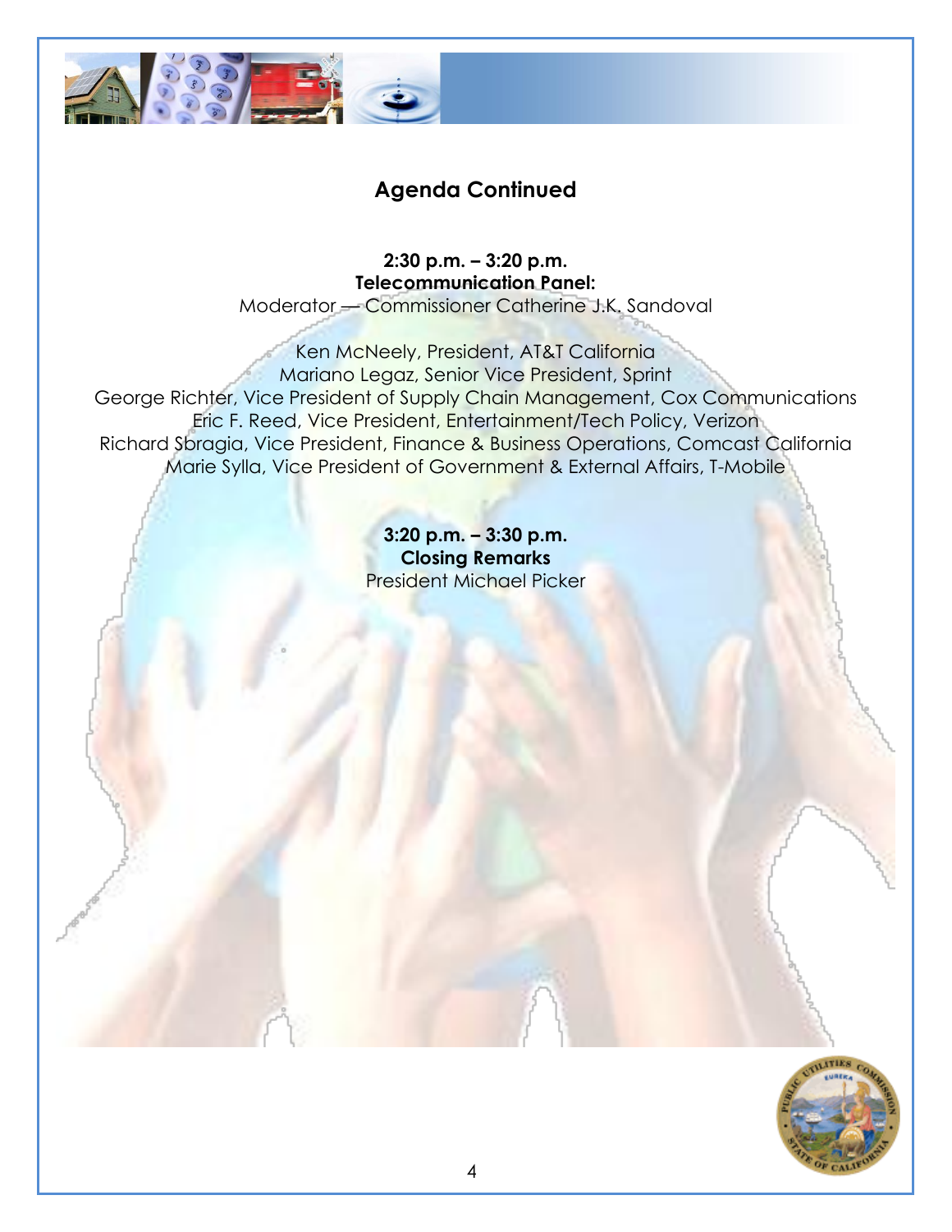## Agenda Continued

**2:30 p.m. – 3:20 p.m.**
**Telecommunication Panel:**
Moderator — Commissioner Catherine J.K. Sandoval

Ken McNeely, President, AT&T California
Mariano Legaz, Senior Vice President, Sprint
George Richter, Vice President of Supply Chain Management, Cox Communications
Eric F. Reed, Vice President, Entertainment/Tech Policy, Verizon
Richard Sbragia, Vice President, Finance & Business Operations, Comcast California
Marie Sylla, Vice President of Government & External Affairs, T-Mobile

**3:20 p.m. – 3:30 p.m.**
**Closing Remarks**
President Michael Picker